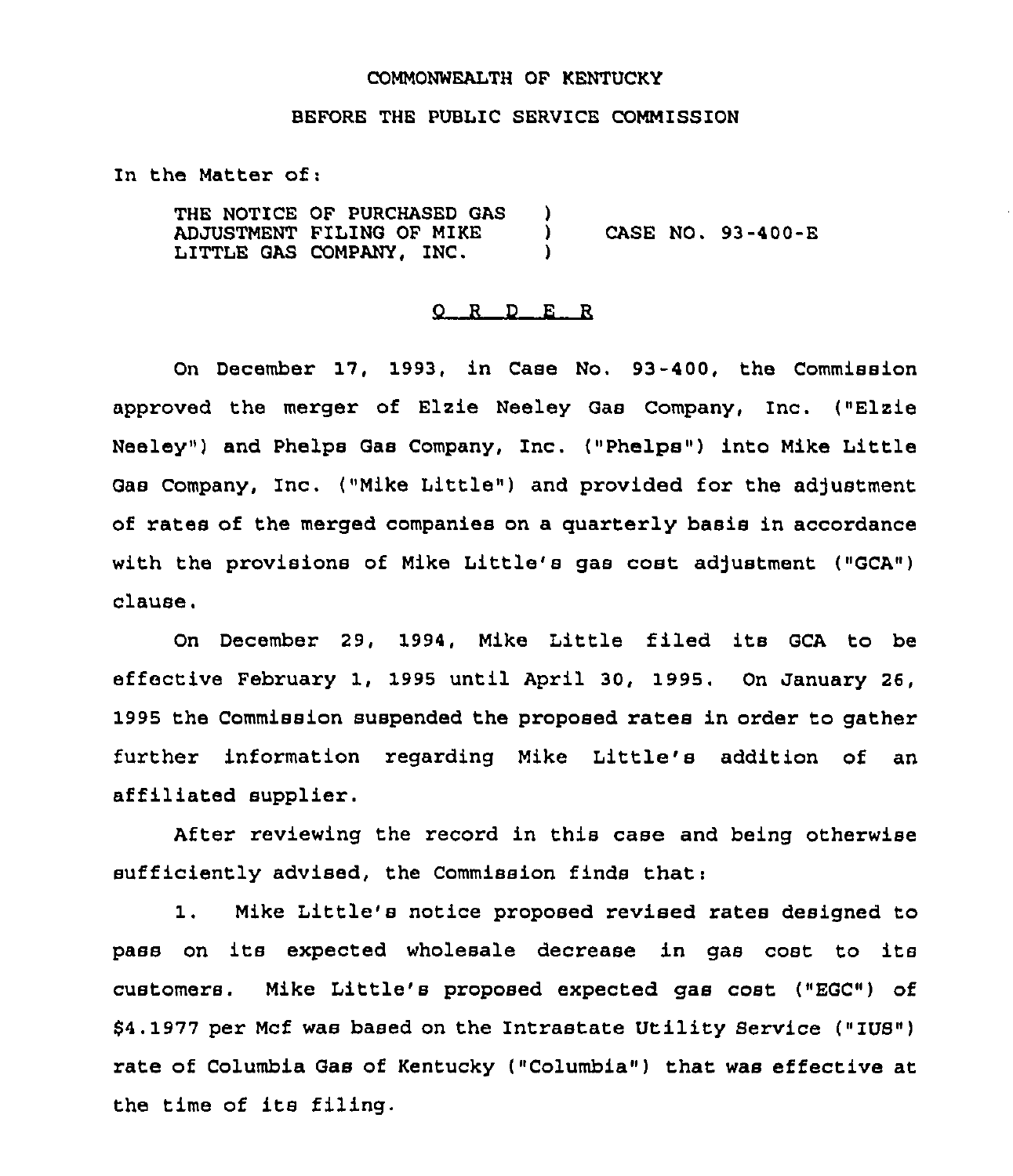COMMONWEALTH OF KENTUCKY

BEFORE THE PUBLIC SERVICE COMMISSION

In the Matter of:

THE NOTICE OF PURCHASED GAS ADJUSTMENT FILING OF MIKE LITTLE GAS COMPANY, INC. ) CASE NO. 93-400-E

O R D E R

On December 17, 1993, in Case No. 93-400, the Commission approved the merger of Elzie Neeley Gas Company, Inc. ("Elzie Neeley") and Phelps Gas Company, Inc. ("Phelps") into Mike Little Gas Company, Inc. ("Mike Little") and provided for the adjustment of rates of the merged companies on a quarterly basis in accordance with the provisions of Mike Little's gas cost adjustment ("GCA") clause.

On December 29, 1994, Mike Little filed its GCA to be effective February 1, 1995 until April 30, 1995. On January 26, 1995 the Commission suspended the proposed rates in order to gather further information regarding Mike Little's addition of an affiliated supplier.

After reviewing the record in this case and being otherwise sufficiently advised, the Commission finds that:

1. Mike Little's notice proposed revised rates designed to pass on its expected wholesale decrease in gas cost to its customers. Mike Little's proposed expected gas cost ("EGC") of $4.1977 per Mcf was based on the Intrastate Utility Service ("IUS") rate of Columbia Gas of Kentucky ("Columbia") that was effective at the time of its filing.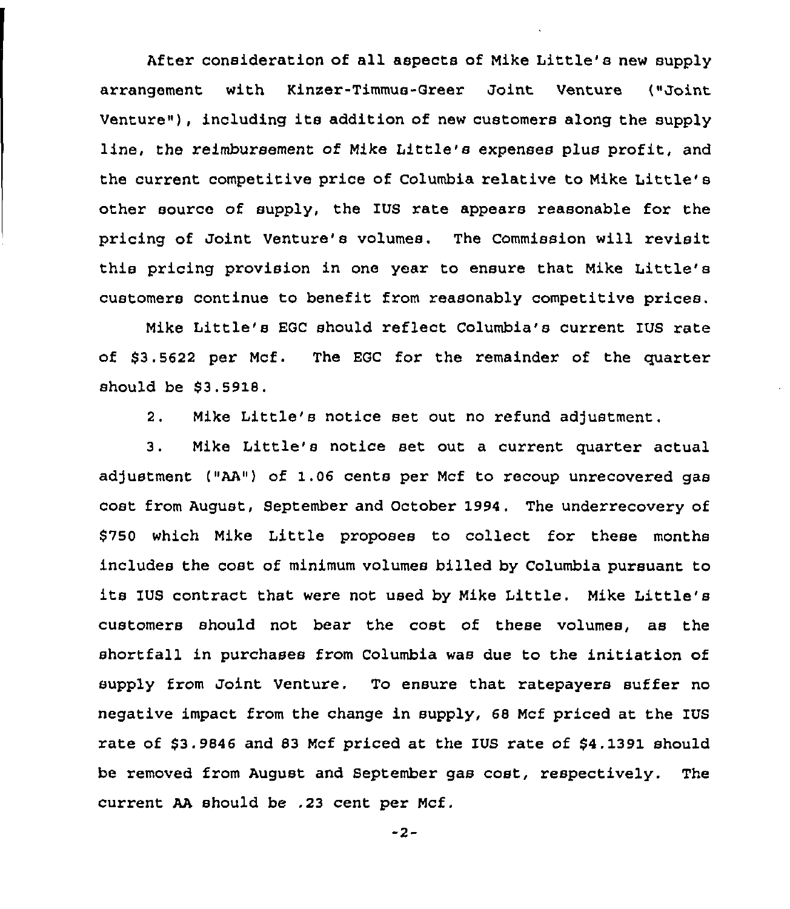After consideration of all aspects of Mike Little's new supply arrangement with Kinzer-Timmus-Greer Joint Venture ("Joint Venture"), including its addition of new customers along the supply line, the reimbursement of Mike Little's expenses plus profit, and the current competitive price of Columbia relative to Mike Little's other source of supply, the IUS rate appears reasonable for the pricing of Joint Venture's volumes. The Commission will revisit this pricing provision in one year to ensure that Mike Little's customers continue to benefit from reasonably competitive prices.

Mike Little's EGC should reflect Columbia's current IUS rate of $3.5622 per Mcf. The EGC for the remainder of the quarter should be $3.5918.

2. Mike Little's notice set out no refund adjustment.

3. Mike Little's notice set out a current quarter actual adjustment ("AA") of 1.06 cents per Mcf to recoup unrecovered gas cost from August, September and October 1994. The underrecovery of $750 which Mike Little proposes to collect for these months includes the cost of minimum volumes billed by Columbia pursuant to its IUS contract that were not used by Mike Little. Mike Little's customers should not bear the cost of these volumes, as the shortfall in purchases from Columbia was due to the initiation of supply from Joint Venture. To ensure that ratepayers suffer no negative impact from the change in supply, 68 Mcf priced at the IUS rate of $3.9846 and 83 Mcf priced at the IUS rate of $4.1391 should be removed from August and September gas cost, respectively. The current AA should be .23 cent per Mcf.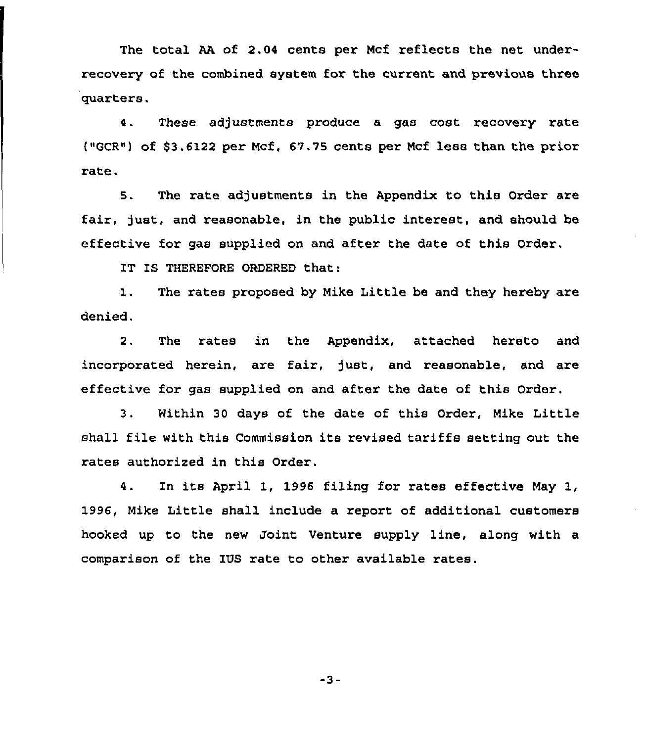The total AA of 2.04 cents per Mcf reflects the net under-recovery of the combined system for the current and previous three quarters.

4. These adjustments produce a gas cost recovery rate ("GCR") of $3.6122 per Mcf, 67.75 cents per Mcf less than the prior rate.

5. The rate adjustments in the Appendix to this Order are fair, just, and reasonable, in the public interest, and should be effective for gas supplied on and after the date of this Order.

IT IS THEREFORE ORDERED that:

1. The rates proposed by Mike Little be and they hereby are denied.

2. The rates in the Appendix, attached hereto and incorporated herein, are fair, just, and reasonable, and are effective for gas supplied on and after the date of this Order.

3. Within 30 days of the date of this Order, Mike Little shall file with this Commission its revised tariffs setting out the rates authorized in this Order.

4. In its April 1, 1996 filing for rates effective May 1, 1996, Mike Little shall include a report of additional customers hooked up to the new Joint Venture supply line, along with a comparison of the IUS rate to other available rates.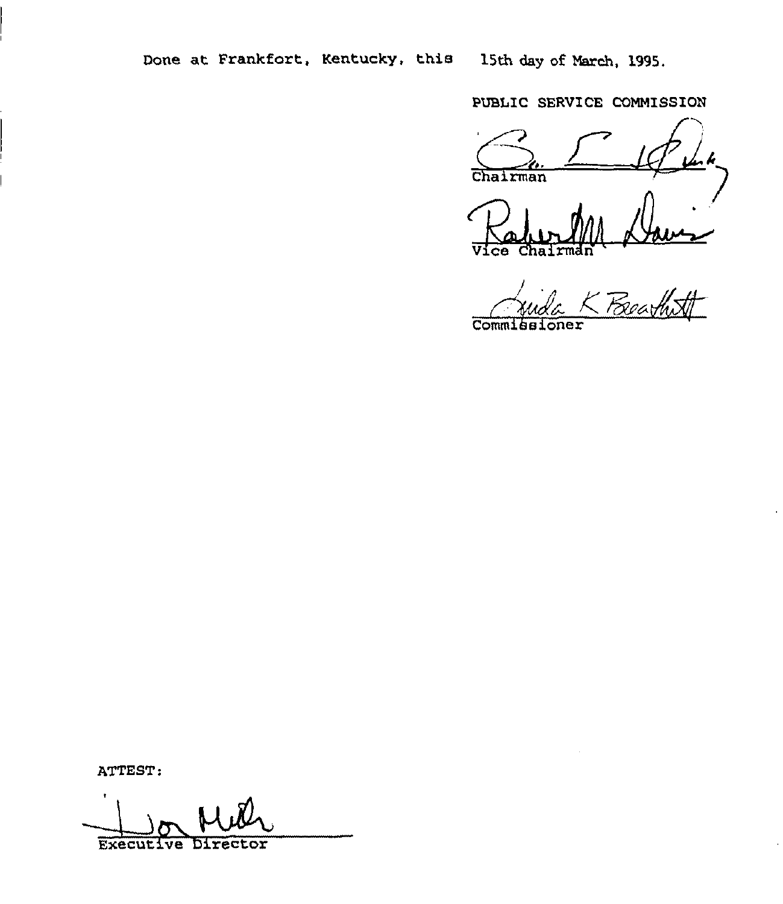Done at Frankfort, Kentucky, this 15th day of March, 1995.

PUBLIC SERVICE COMMISSION

Chairman

Vice Chairman

Commissioner

ATTEST:

Executive Director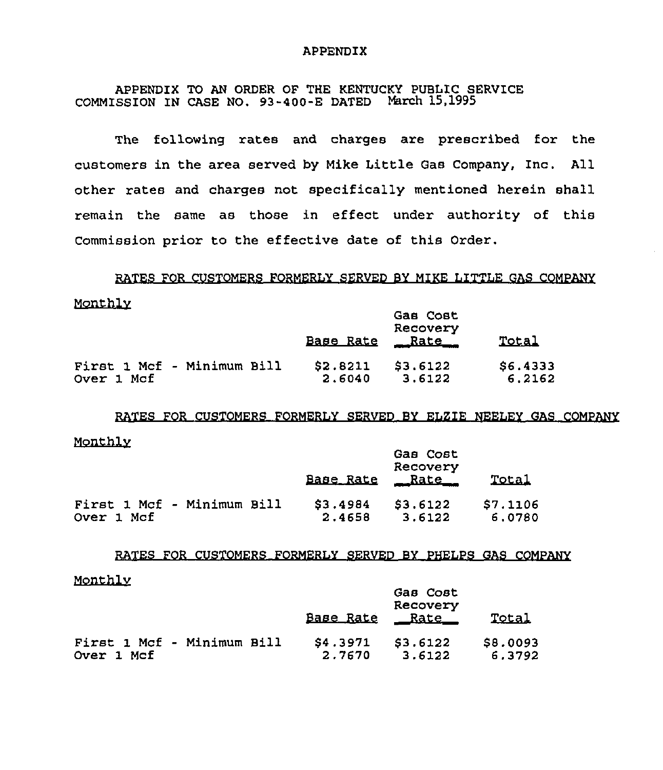# APPENDIX

APPENDIX TO AN ORDER OF THE KENTUCKY PUBLIC SERVICE COMMISSION IN CASE NO. 93-400-E DATED March 15,1995

The following rates and charges are prescribed for the customers in the area served by Mike Little Gas Company, Inc. All other rates and charges not specifically mentioned herein shall remain the same as those in effect under authority of this Commission prior to the effective date of this Order.

## RATES FOR CUSTOMERS FORMERLY SERVED BY MIKE LITTLE GAS COMPANY

Monthly

| | Base Rate | Gas Cost Recovery Rate | Total |
|---|---|---|---|
| First 1 Mcf - Minimum Bill | $2.8211 | $3.6122 | $6.4333 |
| Over 1 Mcf | 2.6040 | 3.6122 | 6.2162 |

## RATES FOR CUSTOMERS FORMERLY SERVED BY ELZIE NEELEY GAS COMPANY

Monthly

| | Base Rate | Gas Cost Recovery Rate | Total |
|---|---|---|---|
| First 1 Mcf - Minimum Bill | $3.4984 | $3.6122 | $7.1106 |
| Over 1 Mcf | 2.4658 | 3.6122 | 6.0780 |

## RATES FOR CUSTOMERS FORMERLY SERVED BY PHELPS GAS COMPANY

Monthly

| | Base Rate | Gas Cost Recovery Rate | Total |
|---|---|---|---|
| First 1 Mcf - Minimum Bill | $4.3971 | $3.6122 | $8.0093 |
| Over 1 Mcf | 2.7670 | 3.6122 | 6.3792 |